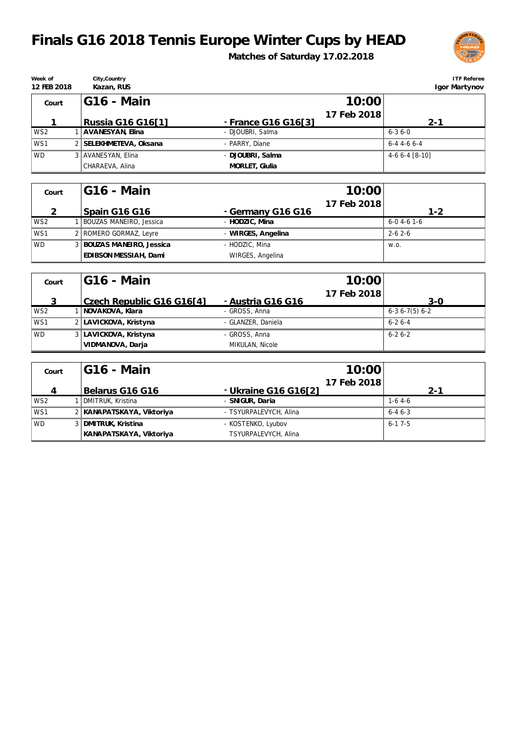# Finals G16 2018 Tennis Europe Winter Cups by HEAD

**Matches of Saturday 17.02.2018**

| Week of | City,Country | ITF Referee |
|---|---|---|
| 12 FEB 2018 | Kazan, RUS | Igor Martynov |

| Court | | G16 - Main | 10:00 17 Feb 2018 | |
|---|---|---|---|---|
| 1 | | Russia G16 G16[1] | - France G16 G16[3] | 2-1 |
| WS2 | 1 | **AVANESYAN, Elina** | - DJOUBRI, Salma | 6-3 6-0 |
| WS1 | 2 | **SELEKHMETEVA, Oksana** | - PARRY, Diane | 6-4 4-6 6-4 |
| WD | 3 | AVANESYAN, Elina<br>CHARAEVA, Alina | - **DJOUBRI, Salma**<br>**MORLET, Giulia** | 4-6 6-4 [8-10] |

| Court | | G16 - Main | 10:00 17 Feb 2018 | |
|---|---|---|---|---|
| 2 | | Spain G16 G16 | - Germany G16 G16 | 1-2 |
| WS2 | 1 | BOUZAS MANEIRO, Jessica | - **HODZIC, Mina** | 6-0 4-6 1-6 |
| WS1 | 2 | ROMERO GORMAZ, Leyre | - **WIRGES, Angelina** | 2-6 2-6 |
| WD | 3 | **BOUZAS MANEIRO, Jessica**<br>**EDIBSON MESSIAH, Dami** | - HODZIC, Mina<br>WIRGES, Angelina | w.o. |

| Court | | G16 - Main | 10:00 17 Feb 2018 | |
|---|---|---|---|---|
| 3 | | Czech Republic G16 G16[4] | - Austria G16 G16 | 3-0 |
| WS2 | 1 | **NOVAKOVA, Klara** | - GROSS, Anna | 6-3 6-7(5) 6-2 |
| WS1 | 2 | **LAVICKOVA, Kristyna** | - GLANZER, Daniela | 6-2 6-4 |
| WD | 3 | **LAVICKOVA, Kristyna**<br>**VIDMANOVA, Darja** | - GROSS, Anna<br>MIKULAN, Nicole | 6-2 6-2 |

| Court | | G16 - Main | 10:00 17 Feb 2018 | |
|---|---|---|---|---|
| 4 | | Belarus G16 G16 | - Ukraine G16 G16[2] | 2-1 |
| WS2 | 1 | DMITRUK, Kristina | - **SNIGUR, Daria** | 1-6 4-6 |
| WS1 | 2 | **KANAPATSKAYA, Viktoriya** | - TSYURPALEVYCH, Alina | 6-4 6-3 |
| WD | 3 | **DMITRUK, Kristina**<br>**KANAPATSKAYA, Viktoriya** | - KOSTENKO, Lyubov<br>TSYURPALEVYCH, Alina | 6-1 7-5 |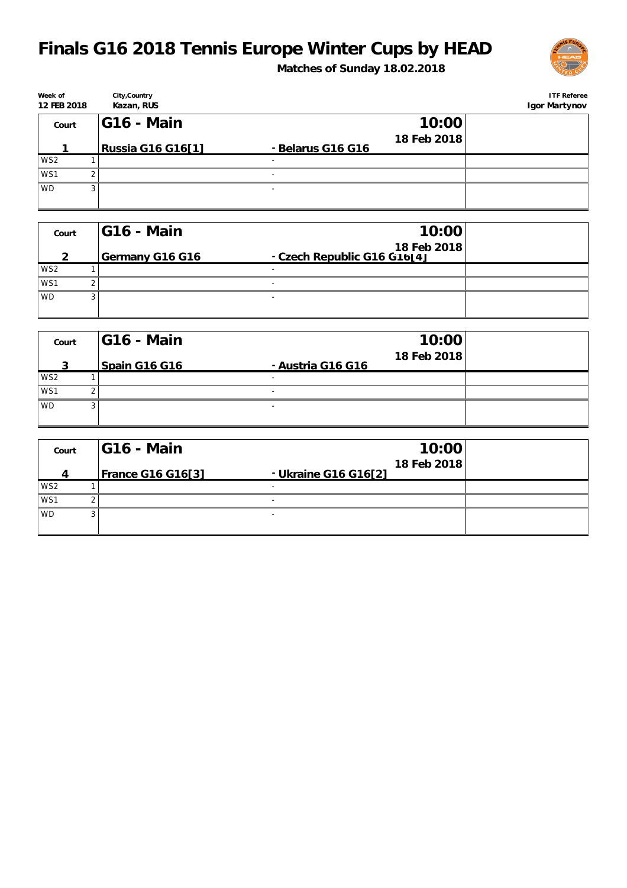# Finals G16 2018 Tennis Europe Winter Cups by HEAD

**Matches of Sunday 18.02.2018**

| Week of | City,Country | ITF Referee |
|---|---|---|
| **12 FEB 2018** | **Kazan, RUS** | **Igor Martynov** |

| Court | | G16 - Main | | 10:00 18 Feb 2018 | |
|---|---|---|---|---|---|
| **1** | | **Russia G16 G16[1]** | - Belarus G16 G16 | | |
| WS2 | 1 | | - | | |
| WS1 | 2 | | - | | |
| WD | 3 | | - | | |

| Court | | G16 - Main | | 10:00 18 Feb 2018 | |
|---|---|---|---|---|---|
| **2** | | **Germany G16 G16** | - Czech Republic G16 G16[4] | | |
| WS2 | 1 | | - | | |
| WS1 | 2 | | - | | |
| WD | 3 | | - | | |

| Court | | G16 - Main | | 10:00 18 Feb 2018 | |
|---|---|---|---|---|---|
| **3** | | **Spain G16 G16** | - Austria G16 G16 | | |
| WS2 | 1 | | - | | |
| WS1 | 2 | | - | | |
| WD | 3 | | - | | |

| Court | | G16 - Main | | 10:00 18 Feb 2018 | |
|---|---|---|---|---|---|
| **4** | | **France G16 G16[3]** | - Ukraine G16 G16[2] | | |
| WS2 | 1 | | - | | |
| WS1 | 2 | | - | | |
| WD | 3 | | - | | |